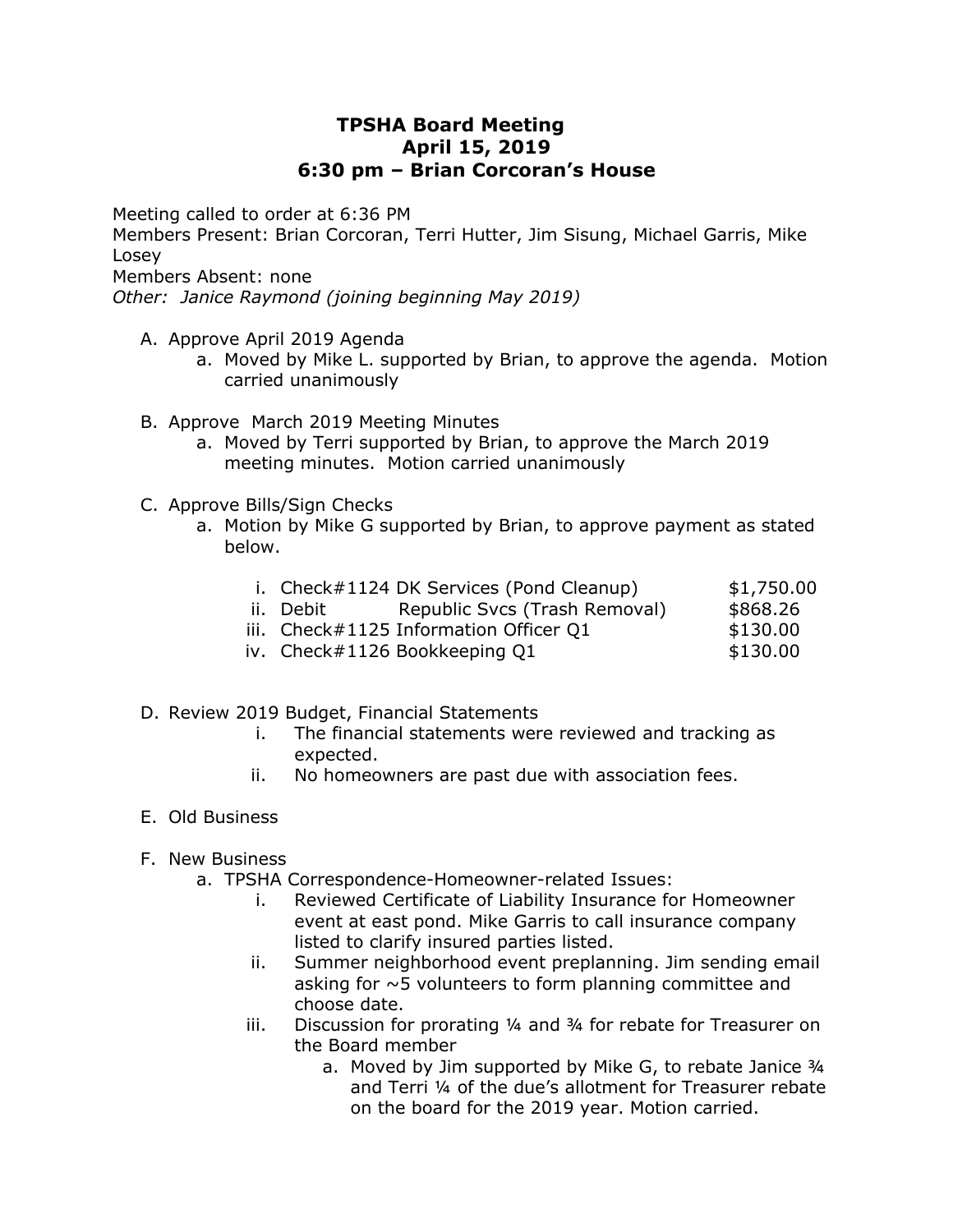# TPSHA Board Meeting
## April 15, 2019
## 6:30 pm – Brian Corcoran's House

Meeting called to order at 6:36 PM
Members Present: Brian Corcoran, Terri Hutter, Jim Sisung, Michael Garris, Mike Losey
Members Absent: none
*Other: Janice Raymond (joining beginning May 2019)*

A. Approve April 2019 Agenda
    a. Moved by Mike L. supported by Brian, to approve the agenda. Motion carried unanimously

B. Approve March 2019 Meeting Minutes
    a. Moved by Terri supported by Brian, to approve the March 2019 meeting minutes. Motion carried unanimously

C. Approve Bills/Sign Checks
    a. Motion by Mike G supported by Brian, to approve payment as stated below.

| | | | |
|---|---|---|---|
| i. | Check#1124 | DK Services (Pond Cleanup) | $1,750.00 |
| ii. | Debit | Republic Svcs (Trash Removal) | $868.26 |
| iii. | Check#1125 | Information Officer Q1 | $130.00 |
| iv. | Check#1126 | Bookkeeping Q1 | $130.00 |

D. Review 2019 Budget, Financial Statements
    i. The financial statements were reviewed and tracking as expected.
    ii. No homeowners are past due with association fees.

E. Old Business

F. New Business
    a. TPSHA Correspondence-Homeowner-related Issues:
        i. Reviewed Certificate of Liability Insurance for Homeowner event at east pond. Mike Garris to call insurance company listed to clarify insured parties listed.
        ii. Summer neighborhood event preplanning. Jim sending email asking for ~5 volunteers to form planning committee and choose date.
        iii. Discussion for prorating ¼ and ¾ for rebate for Treasurer on the Board member
            a. Moved by Jim supported by Mike G, to rebate Janice ¾ and Terri ¼ of the due's allotment for Treasurer rebate on the board for the 2019 year. Motion carried.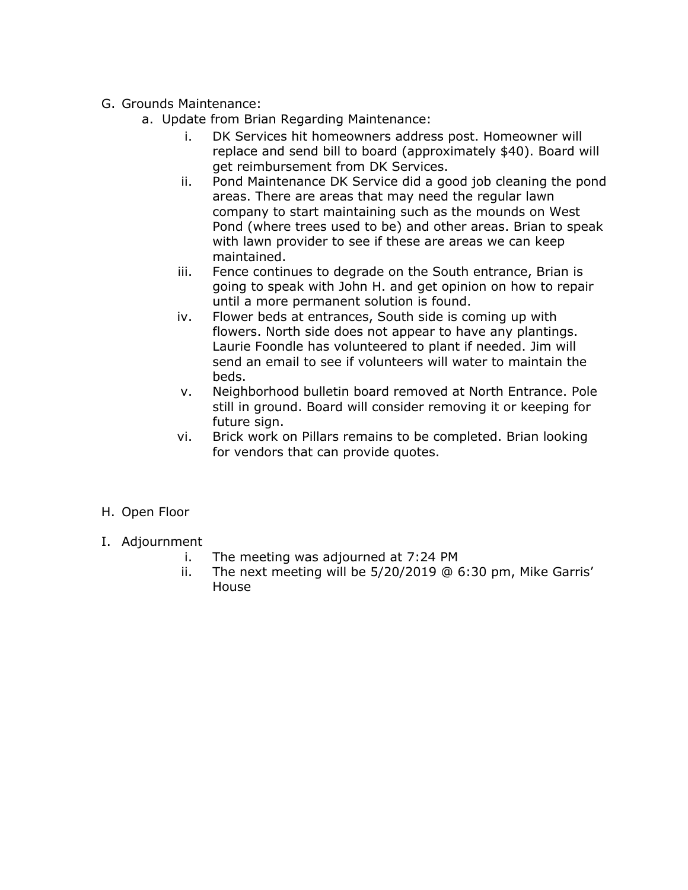G. Grounds Maintenance:
   a. Update from Brian Regarding Maintenance:
      i. DK Services hit homeowners address post. Homeowner will replace and send bill to board (approximately $40). Board will get reimbursement from DK Services.
      ii. Pond Maintenance DK Service did a good job cleaning the pond areas. There are areas that may need the regular lawn company to start maintaining such as the mounds on West Pond (where trees used to be) and other areas. Brian to speak with lawn provider to see if these are areas we can keep maintained.
      iii. Fence continues to degrade on the South entrance, Brian is going to speak with John H. and get opinion on how to repair until a more permanent solution is found.
      iv. Flower beds at entrances, South side is coming up with flowers. North side does not appear to have any plantings. Laurie Foondle has volunteered to plant if needed. Jim will send an email to see if volunteers will water to maintain the beds.
      v. Neighborhood bulletin board removed at North Entrance. Pole still in ground. Board will consider removing it or keeping for future sign.
      vi. Brick work on Pillars remains to be completed. Brian looking for vendors that can provide quotes.

H. Open Floor

I. Adjournment
   i. The meeting was adjourned at 7:24 PM
   ii. The next meeting will be 5/20/2019 @ 6:30 pm, Mike Garris' House